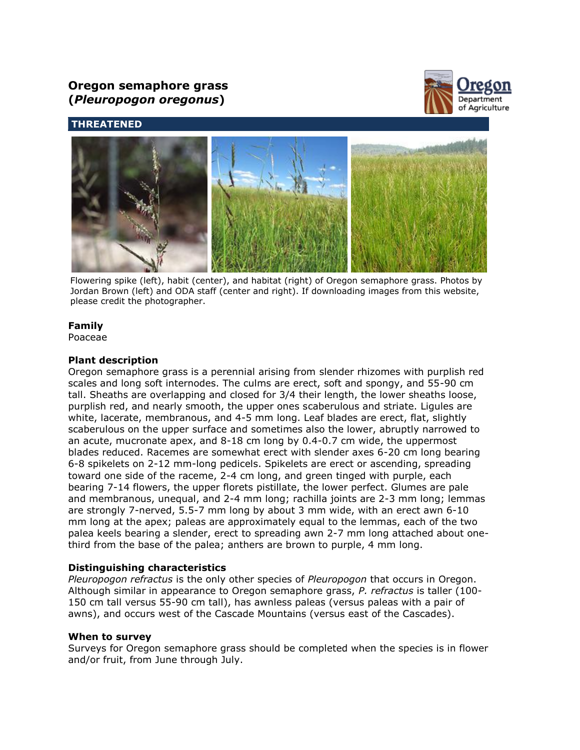# Oregon semaphore grass (*Pleuropogon oregonus*)

**THREATENED**

Flowering spike (left), habit (center), and habitat (right) of Oregon semaphore grass. Photos by Jordan Brown (left) and ODA staff (center and right). If downloading images from this website, please credit the photographer.

### Family

Poaceae

### Plant description

Oregon semaphore grass is a perennial arising from slender rhizomes with purplish red scales and long soft internodes. The culms are erect, soft and spongy, and 55-90 cm tall. Sheaths are overlapping and closed for 3/4 their length, the lower sheaths loose, purplish red, and nearly smooth, the upper ones scaberulous and striate. Ligules are white, lacerate, membranous, and 4-5 mm long. Leaf blades are erect, flat, slightly scaberulous on the upper surface and sometimes also the lower, abruptly narrowed to an acute, mucronate apex, and 8-18 cm long by 0.4-0.7 cm wide, the uppermost blades reduced. Racemes are somewhat erect with slender axes 6-20 cm long bearing 6-8 spikelets on 2-12 mm-long pedicels. Spikelets are erect or ascending, spreading toward one side of the raceme, 2-4 cm long, and green tinged with purple, each bearing 7-14 flowers, the upper florets pistillate, the lower perfect. Glumes are pale and membranous, unequal, and 2-4 mm long; rachilla joints are 2-3 mm long; lemmas are strongly 7-nerved, 5.5-7 mm long by about 3 mm wide, with an erect awn 6-10 mm long at the apex; paleas are approximately equal to the lemmas, each of the two palea keels bearing a slender, erect to spreading awn 2-7 mm long attached about one-third from the base of the palea; anthers are brown to purple, 4 mm long.

### Distinguishing characteristics

*Pleuropogon refractus* is the only other species of *Pleuropogon* that occurs in Oregon. Although similar in appearance to Oregon semaphore grass, *P. refractus* is taller (100-150 cm tall versus 55-90 cm tall), has awnless paleas (versus paleas with a pair of awns), and occurs west of the Cascade Mountains (versus east of the Cascades).

### When to survey

Surveys for Oregon semaphore grass should be completed when the species is in flower and/or fruit, from June through July.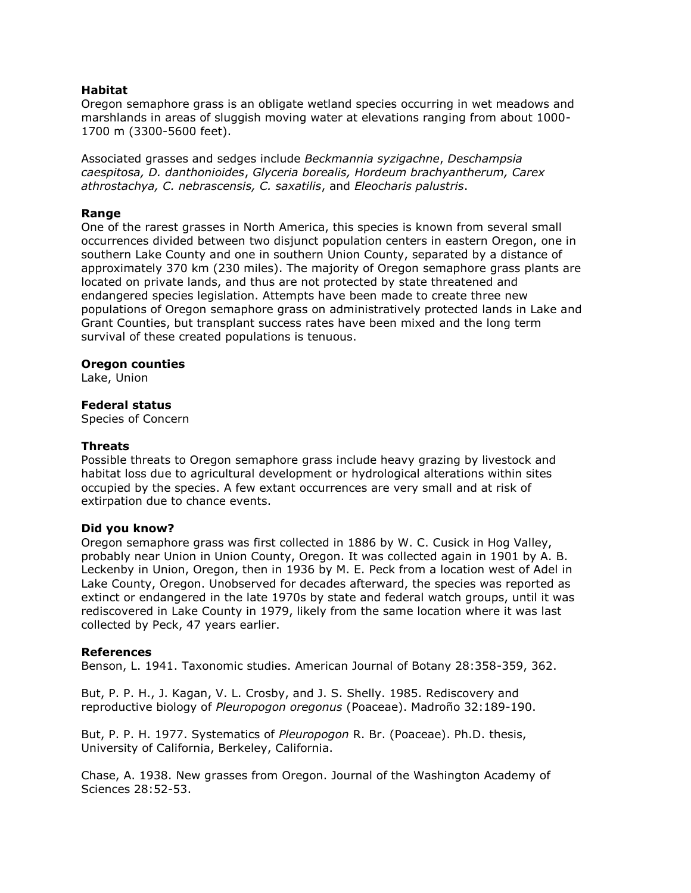**Habitat**

Oregon semaphore grass is an obligate wetland species occurring in wet meadows and marshlands in areas of sluggish moving water at elevations ranging from about 1000-1700 m (3300-5600 feet).

Associated grasses and sedges include *Beckmannia syzigachne*, *Deschampsia caespitosa, D. danthonioides*, *Glyceria borealis, Hordeum brachyantherum, Carex athrostachya, C. nebrascensis, C. saxatilis*, and *Eleocharis palustris*.

**Range**

One of the rarest grasses in North America, this species is known from several small occurrences divided between two disjunct population centers in eastern Oregon, one in southern Lake County and one in southern Union County, separated by a distance of approximately 370 km (230 miles). The majority of Oregon semaphore grass plants are located on private lands, and thus are not protected by state threatened and endangered species legislation. Attempts have been made to create three new populations of Oregon semaphore grass on administratively protected lands in Lake and Grant Counties, but transplant success rates have been mixed and the long term survival of these created populations is tenuous.

**Oregon counties**

Lake, Union

**Federal status**

Species of Concern

**Threats**

Possible threats to Oregon semaphore grass include heavy grazing by livestock and habitat loss due to agricultural development or hydrological alterations within sites occupied by the species. A few extant occurrences are very small and at risk of extirpation due to chance events.

**Did you know?**

Oregon semaphore grass was first collected in 1886 by W. C. Cusick in Hog Valley, probably near Union in Union County, Oregon. It was collected again in 1901 by A. B. Leckenby in Union, Oregon, then in 1936 by M. E. Peck from a location west of Adel in Lake County, Oregon. Unobserved for decades afterward, the species was reported as extinct or endangered in the late 1970s by state and federal watch groups, until it was rediscovered in Lake County in 1979, likely from the same location where it was last collected by Peck, 47 years earlier.

**References**

Benson, L. 1941. Taxonomic studies. American Journal of Botany 28:358-359, 362.

But, P. P. H., J. Kagan, V. L. Crosby, and J. S. Shelly. 1985. Rediscovery and reproductive biology of *Pleuropogon oregonus* (Poaceae). Madroño 32:189-190.

But, P. P. H. 1977. Systematics of *Pleuropogon* R. Br. (Poaceae). Ph.D. thesis, University of California, Berkeley, California.

Chase, A. 1938. New grasses from Oregon. Journal of the Washington Academy of Sciences 28:52-53.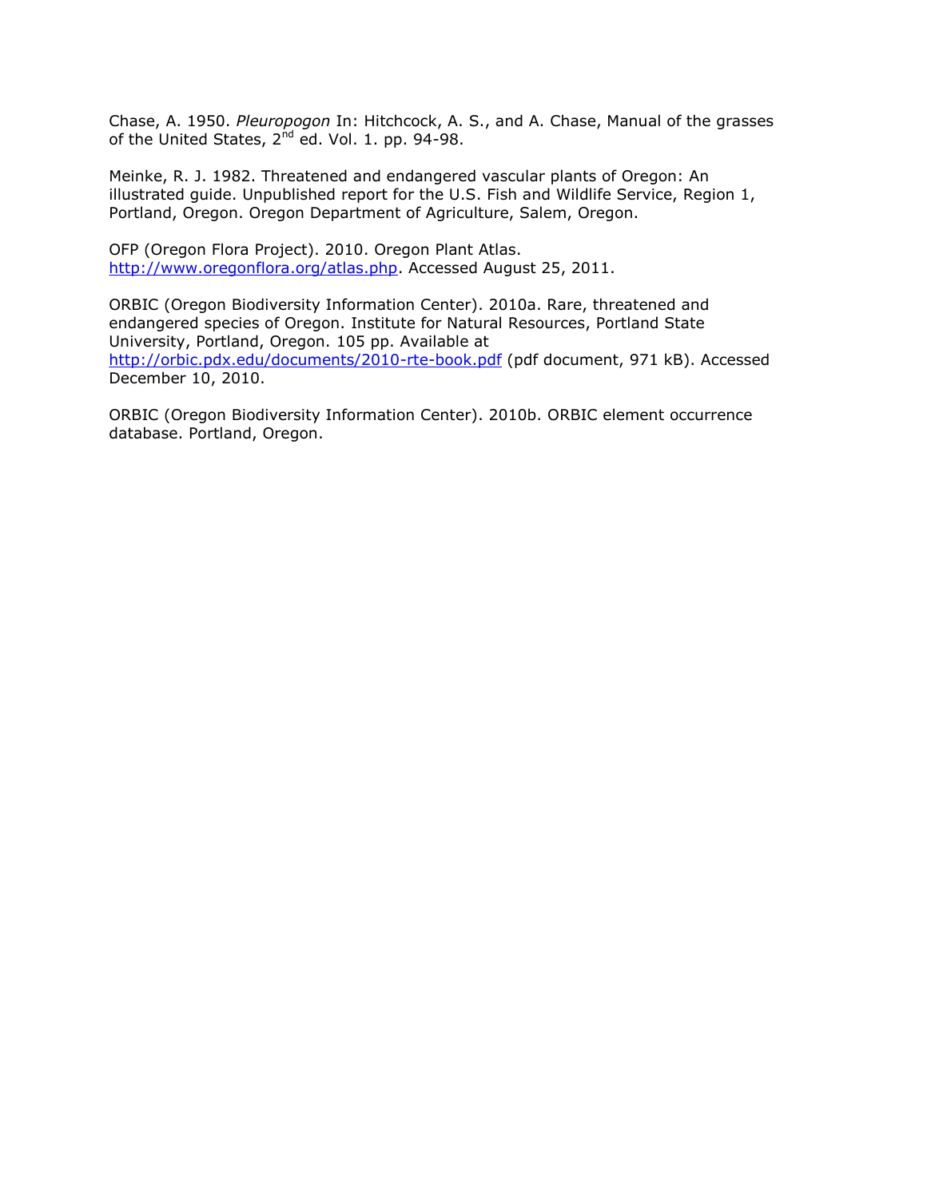Chase, A. 1950. *Pleuropogon* In: Hitchcock, A. S., and A. Chase, Manual of the grasses of the United States, 2nd ed. Vol. 1. pp. 94-98.

Meinke, R. J. 1982. Threatened and endangered vascular plants of Oregon: An illustrated guide. Unpublished report for the U.S. Fish and Wildlife Service, Region 1, Portland, Oregon. Oregon Department of Agriculture, Salem, Oregon.

OFP (Oregon Flora Project). 2010. Oregon Plant Atlas. http://www.oregonflora.org/atlas.php. Accessed August 25, 2011.

ORBIC (Oregon Biodiversity Information Center). 2010a. Rare, threatened and endangered species of Oregon. Institute for Natural Resources, Portland State University, Portland, Oregon. 105 pp. Available at http://orbic.pdx.edu/documents/2010-rte-book.pdf (pdf document, 971 kB). Accessed December 10, 2010.

ORBIC (Oregon Biodiversity Information Center). 2010b. ORBIC element occurrence database. Portland, Oregon.